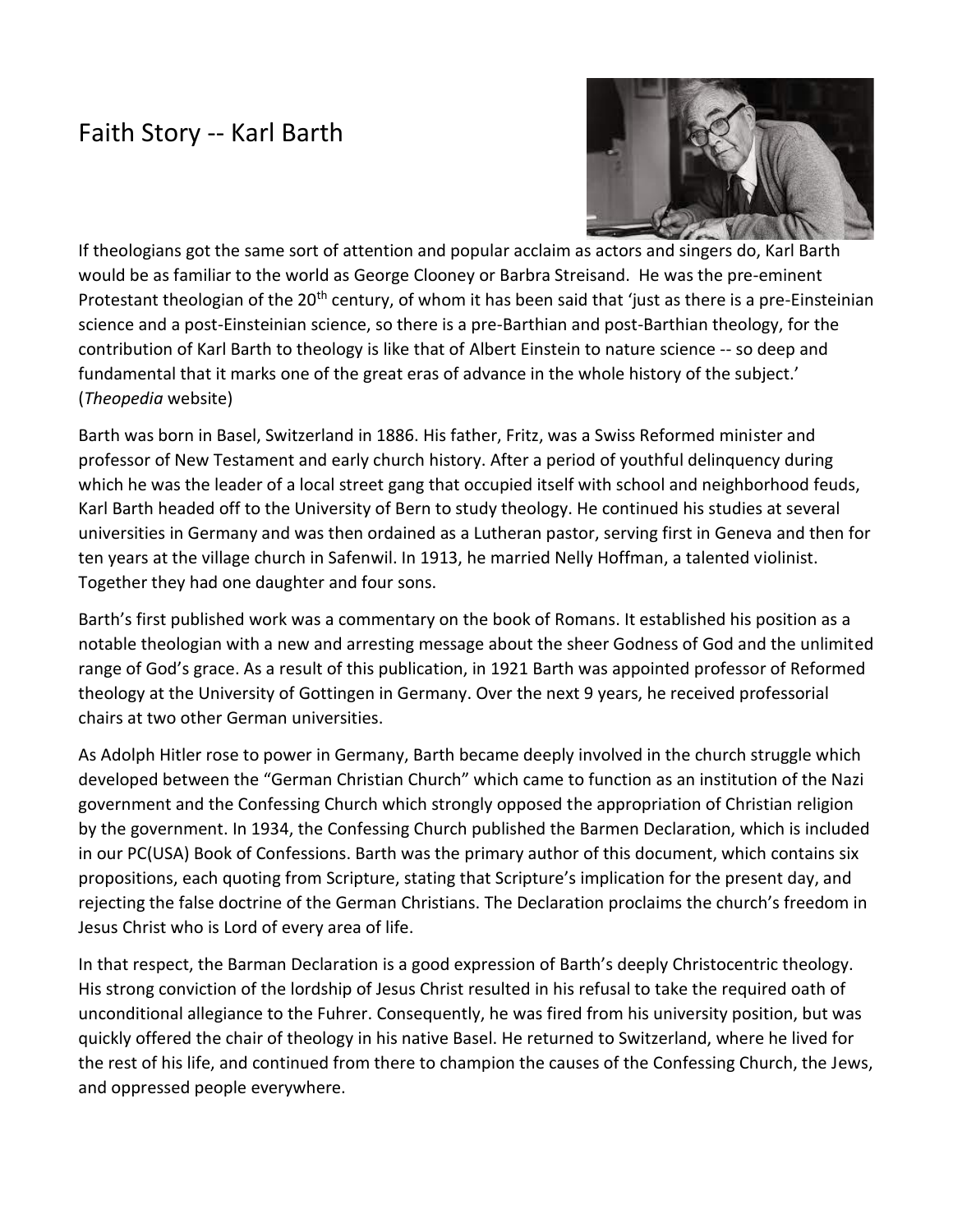# Faith Story -- Karl Barth

If theologians got the same sort of attention and popular acclaim as actors and singers do, Karl Barth would be as familiar to the world as George Clooney or Barbra Streisand. He was the pre-eminent Protestant theologian of the 20th century, of whom it has been said that 'just as there is a pre-Einsteinian science and a post-Einsteinian science, so there is a pre-Barthian and post-Barthian theology, for the contribution of Karl Barth to theology is like that of Albert Einstein to nature science -- so deep and fundamental that it marks one of the great eras of advance in the whole history of the subject.' (*Theopedia* website)

Barth was born in Basel, Switzerland in 1886. His father, Fritz, was a Swiss Reformed minister and professor of New Testament and early church history. After a period of youthful delinquency during which he was the leader of a local street gang that occupied itself with school and neighborhood feuds, Karl Barth headed off to the University of Bern to study theology. He continued his studies at several universities in Germany and was then ordained as a Lutheran pastor, serving first in Geneva and then for ten years at the village church in Safenwil. In 1913, he married Nelly Hoffman, a talented violinist. Together they had one daughter and four sons.

Barth's first published work was a commentary on the book of Romans. It established his position as a notable theologian with a new and arresting message about the sheer Godness of God and the unlimited range of God's grace. As a result of this publication, in 1921 Barth was appointed professor of Reformed theology at the University of Gottingen in Germany. Over the next 9 years, he received professorial chairs at two other German universities.

As Adolph Hitler rose to power in Germany, Barth became deeply involved in the church struggle which developed between the "German Christian Church" which came to function as an institution of the Nazi government and the Confessing Church which strongly opposed the appropriation of Christian religion by the government. In 1934, the Confessing Church published the Barmen Declaration, which is included in our PC(USA) Book of Confessions. Barth was the primary author of this document, which contains six propositions, each quoting from Scripture, stating that Scripture's implication for the present day, and rejecting the false doctrine of the German Christians. The Declaration proclaims the church's freedom in Jesus Christ who is Lord of every area of life.

In that respect, the Barman Declaration is a good expression of Barth's deeply Christocentric theology. His strong conviction of the lordship of Jesus Christ resulted in his refusal to take the required oath of unconditional allegiance to the Fuhrer. Consequently, he was fired from his university position, but was quickly offered the chair of theology in his native Basel. He returned to Switzerland, where he lived for the rest of his life, and continued from there to champion the causes of the Confessing Church, the Jews, and oppressed people everywhere.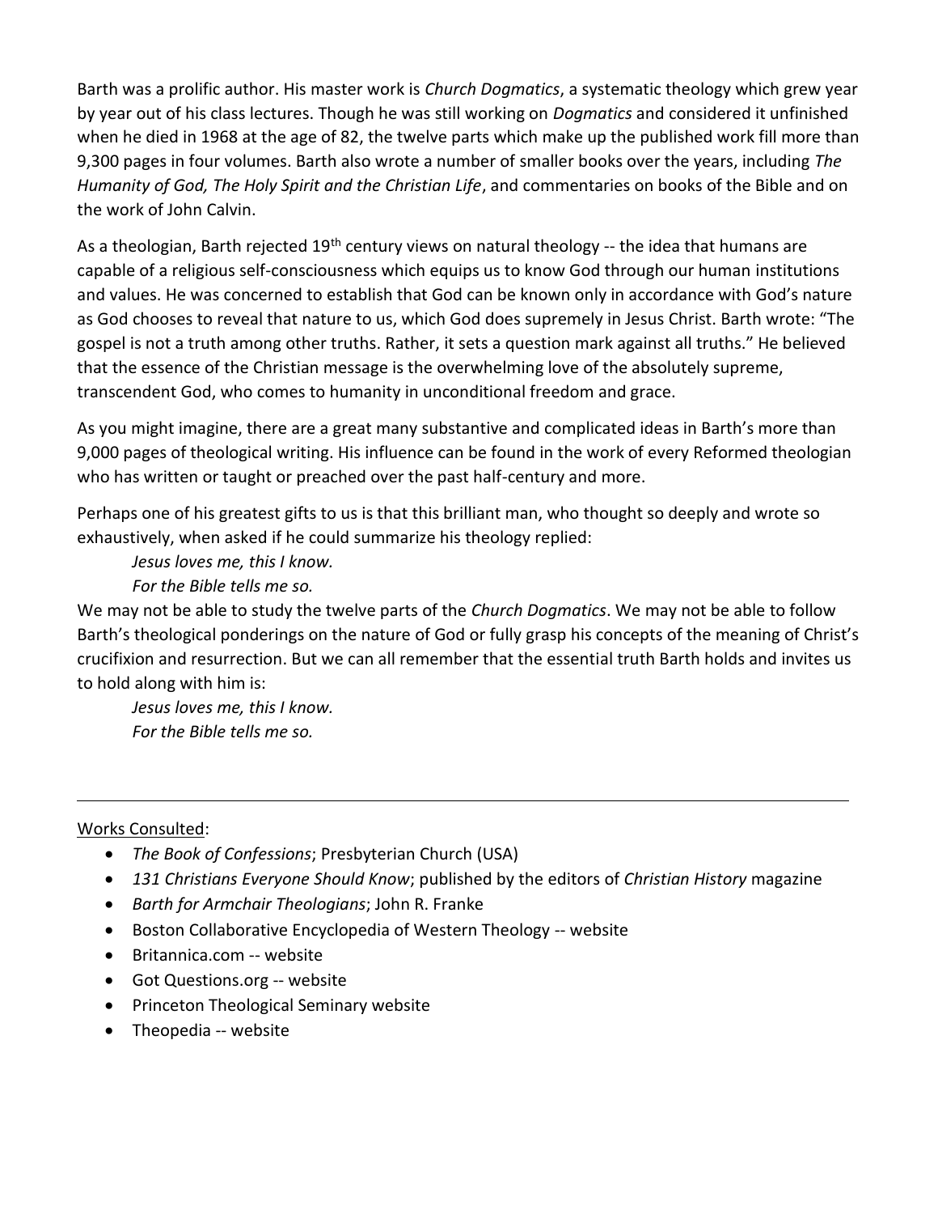Barth was a prolific author. His master work is *Church Dogmatics*, a systematic theology which grew year by year out of his class lectures. Though he was still working on *Dogmatics* and considered it unfinished when he died in 1968 at the age of 82, the twelve parts which make up the published work fill more than 9,300 pages in four volumes. Barth also wrote a number of smaller books over the years, including *The Humanity of God, The Holy Spirit and the Christian Life*, and commentaries on books of the Bible and on the work of John Calvin.

As a theologian, Barth rejected 19th century views on natural theology -- the idea that humans are capable of a religious self-consciousness which equips us to know God through our human institutions and values. He was concerned to establish that God can be known only in accordance with God's nature as God chooses to reveal that nature to us, which God does supremely in Jesus Christ. Barth wrote: "The gospel is not a truth among other truths. Rather, it sets a question mark against all truths." He believed that the essence of the Christian message is the overwhelming love of the absolutely supreme, transcendent God, who comes to humanity in unconditional freedom and grace.

As you might imagine, there are a great many substantive and complicated ideas in Barth's more than 9,000 pages of theological writing. His influence can be found in the work of every Reformed theologian who has written or taught or preached over the past half-century and more.

Perhaps one of his greatest gifts to us is that this brilliant man, who thought so deeply and wrote so exhaustively, when asked if he could summarize his theology replied:

> *Jesus loves me, this I know.*
> *For the Bible tells me so.*

We may not be able to study the twelve parts of the *Church Dogmatics*. We may not be able to follow Barth's theological ponderings on the nature of God or fully grasp his concepts of the meaning of Christ's crucifixion and resurrection. But we can all remember that the essential truth Barth holds and invites us to hold along with him is:

> *Jesus loves me, this I know.*
> *For the Bible tells me so.*

---

Works Consulted:

- *The Book of Confessions*; Presbyterian Church (USA)
- *131 Christians Everyone Should Know*; published by the editors of *Christian History* magazine
- *Barth for Armchair Theologians*; John R. Franke
- Boston Collaborative Encyclopedia of Western Theology -- website
- Britannica.com -- website
- Got Questions.org -- website
- Princeton Theological Seminary website
- Theopedia -- website